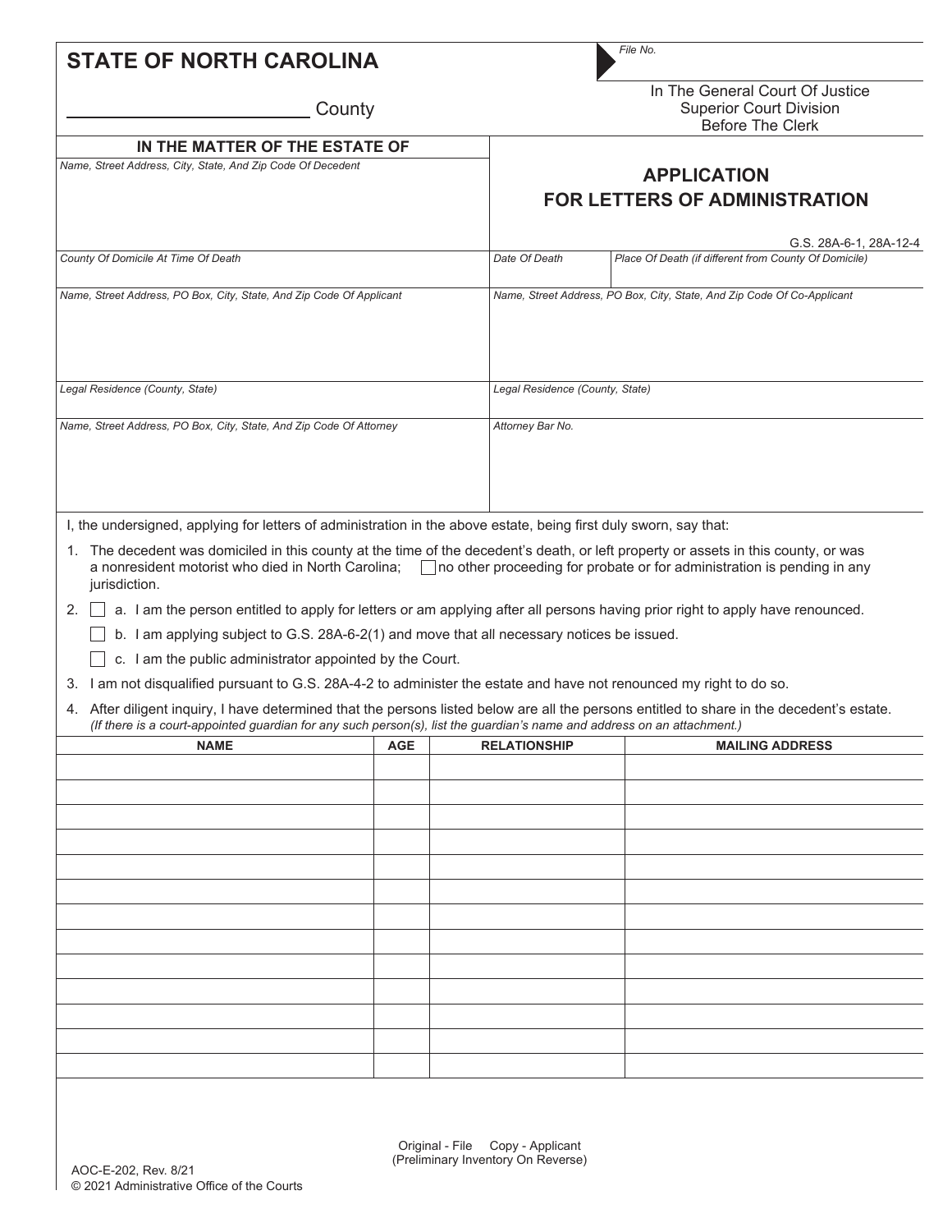**STATE OF NORTH CAROLINA**

_______________ County

*File No.*

In The General Court Of Justice
Superior Court Division
Before The Clerk

| IN THE MATTER OF THE ESTATE OF | |
|---|---|
| *Name, Street Address, City, State, And Zip Code Of Decedent* | **APPLICATION FOR LETTERS OF ADMINISTRATION** G.S. 28A-6-1, 28A-12-4 |
| *County Of Domicile At Time Of Death* | *Date Of Death* / *Place Of Death (if different from County Of Domicile)* |
| *Name, Street Address, PO Box, City, State, And Zip Code Of Applicant* | *Name, Street Address, PO Box, City, State, And Zip Code Of Co-Applicant* |
| *Legal Residence (County, State)* | *Legal Residence (County, State)* |
| *Name, Street Address, PO Box, City, State, And Zip Code Of Attorney* | *Attorney Bar No.* |

I, the undersigned, applying for letters of administration in the above estate, being first duly sworn, say that:

1. The decedent was domiciled in this county at the time of the decedent's death, or left property or assets in this county, or was a nonresident motorist who died in North Carolina; ☐ no other proceeding for probate or for administration is pending in any jurisdiction.
2. ☐ a. I am the person entitled to apply for letters or am applying after all persons having prior right to apply have renounced.
   ☐ b. I am applying subject to G.S. 28A-6-2(1) and move that all necessary notices be issued.
   ☐ c. I am the public administrator appointed by the Court.
3. I am not disqualified pursuant to G.S. 28A-4-2 to administer the estate and have not renounced my right to do so.
4. After diligent inquiry, I have determined that the persons listed below are all the persons entitled to share in the decedent's estate. *(If there is a court-appointed guardian for any such person(s), list the guardian's name and address on an attachment.)*

| NAME | AGE | RELATIONSHIP | MAILING ADDRESS |
|---|---|---|---|
| | | | |
| | | | |
| | | | |
| | | | |
| | | | |
| | | | |
| | | | |
| | | | |
| | | | |
| | | | |
| | | | |
| | | | |
| | | | |

Original - File Copy - Applicant
(Preliminary Inventory On Reverse)

AOC-E-202, Rev. 8/21
© 2021 Administrative Office of the Courts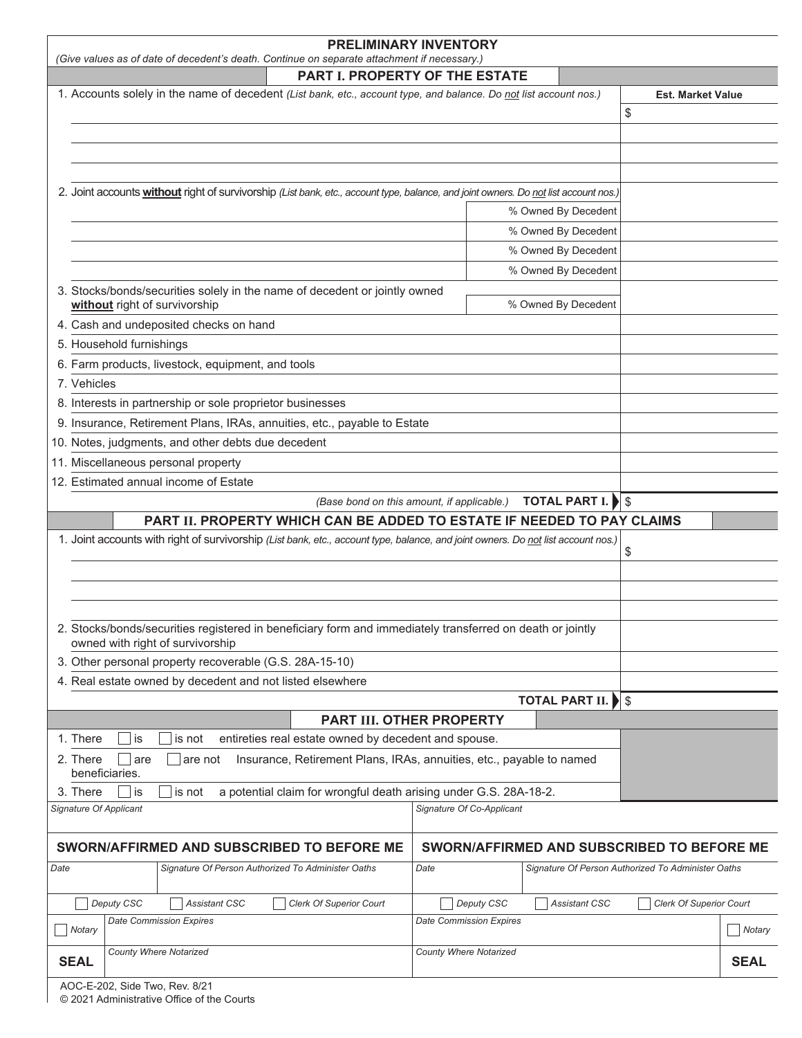# PRELIMINARY INVENTORY

*(Give values as of date of decedent's death. Continue on separate attachment if necessary.)*

## PART I. PROPERTY OF THE ESTATE

| | | Est. Market Value |
|---|---|---|
| 1. Accounts solely in the name of decedent *(List bank, etc., account type, and balance. Do not list account nos.)* | | $ |
| | | |
| | | |
| | | |
| 2. Joint accounts **without** right of survivorship *(List bank, etc., account type, balance, and joint owners. Do not list account nos.)* | | |
| | % Owned By Decedent | |
| | % Owned By Decedent | |
| | % Owned By Decedent | |
| | % Owned By Decedent | |
| 3. Stocks/bonds/securities solely in the name of decedent or jointly owned **without** right of survivorship | % Owned By Decedent | |
| 4. Cash and undeposited checks on hand | | |
| 5. Household furnishings | | |
| 6. Farm products, livestock, equipment, and tools | | |
| 7. Vehicles | | |
| 8. Interests in partnership or sole proprietor businesses | | |
| 9. Insurance, Retirement Plans, IRAs, annuities, etc., payable to Estate | | |
| 10. Notes, judgments, and other debts due decedent | | |
| 11. Miscellaneous personal property | | |
| 12. Estimated annual income of Estate | | |
| *(Base bond on this amount, if applicable.)* | **TOTAL PART I.** | $ |

## PART II. PROPERTY WHICH CAN BE ADDED TO ESTATE IF NEEDED TO PAY CLAIMS

| | |
|---|---|
| 1. Joint accounts with right of survivorship *(List bank, etc., account type, balance, and joint owners. Do not list account nos.)* | $ |
| | |
| | |
| | |
| 2. Stocks/bonds/securities registered in beneficiary form and immediately transferred on death or jointly owned with right of survivorship | |
| 3. Other personal property recoverable (G.S. 28A-15-10) | |
| 4. Real estate owned by decedent and not listed elsewhere | |
| **TOTAL PART II.** | $ |

## PART III. OTHER PROPERTY

1. There ☐ is ☐ is not entireties real estate owned by decedent and spouse.
2. There ☐ are ☐ are not Insurance, Retirement Plans, IRAs, annuities, etc., payable to named beneficiaries.
3. There ☐ is ☐ is not a potential claim for wrongful death arising under G.S. 28A-18-2.

| Signature Of Applicant | | | Signature Of Co-Applicant | | |
|---|---|---|---|---|---|
| | | | | | |
| **SWORN/AFFIRMED AND SUBSCRIBED TO BEFORE ME** | | | **SWORN/AFFIRMED AND SUBSCRIBED TO BEFORE ME** | | |
| Date | Signature Of Person Authorized To Administer Oaths | | Date | Signature Of Person Authorized To Administer Oaths | |
| ☐ Deputy CSC | ☐ Assistant CSC | ☐ Clerk Of Superior Court | ☐ Deputy CSC | ☐ Assistant CSC | ☐ Clerk Of Superior Court |
| ☐ Notary | Date Commission Expires | | Date Commission Expires | | ☐ Notary |
| **SEAL** | County Where Notarized | | County Where Notarized | | **SEAL** |

AOC-E-202, Side Two, Rev. 8/21
© 2021 Administrative Office of the Courts